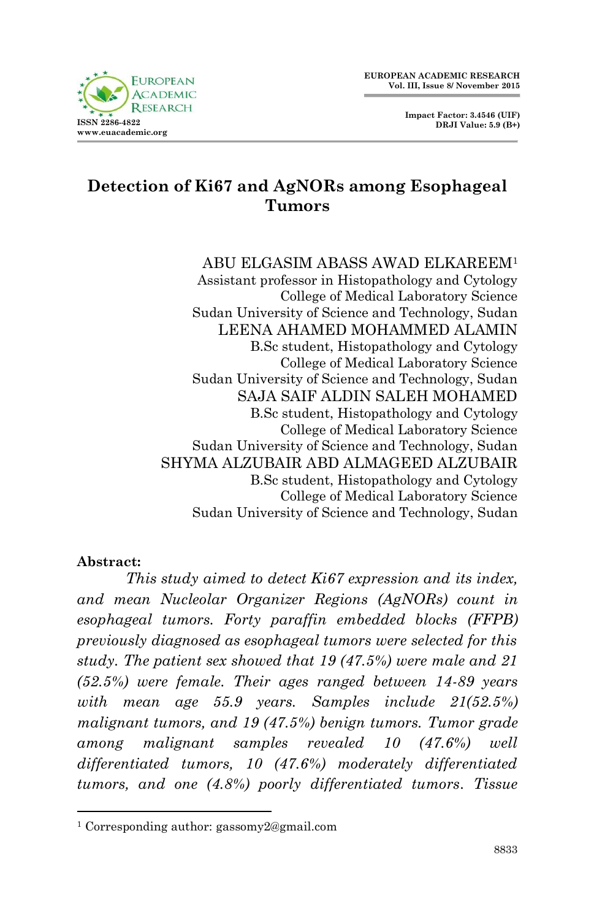# Detection of Ki67 and AgNORs among Esophageal Tumors

ABU ELGASIM ABASS AWAD ELKAREEM[1]
Assistant professor in Histopathology and Cytology
College of Medical Laboratory Science
Sudan University of Science and Technology, Sudan

LEENA AHAMED MOHAMMED ALAMIN
B.Sc student, Histopathology and Cytology
College of Medical Laboratory Science
Sudan University of Science and Technology, Sudan

SAJA SAIF ALDIN SALEH MOHAMED
B.Sc student, Histopathology and Cytology
College of Medical Laboratory Science
Sudan University of Science and Technology, Sudan

SHYMA ALZUBAIR ABD ALMAGEED ALZUBAIR
B.Sc student, Histopathology and Cytology
College of Medical Laboratory Science
Sudan University of Science and Technology, Sudan

**Abstract:**

*This study aimed to detect Ki67 expression and its index, and mean Nucleolar Organizer Regions (AgNORs) count in esophageal tumors. Forty paraffin embedded blocks (FFPB) previously diagnosed as esophageal tumors were selected for this study. The patient sex showed that 19 (47.5%) were male and 21 (52.5%) were female. Their ages ranged between 14-89 years with mean age 55.9 years. Samples include 21(52.5%) malignant tumors, and 19 (47.5%) benign tumors. Tumor grade among malignant samples revealed 10 (47.6%) well differentiated tumors, 10 (47.6%) moderately differentiated tumors, and one (4.8%) poorly differentiated tumors. Tissue*

[1] Corresponding author: gassomy2@gmail.com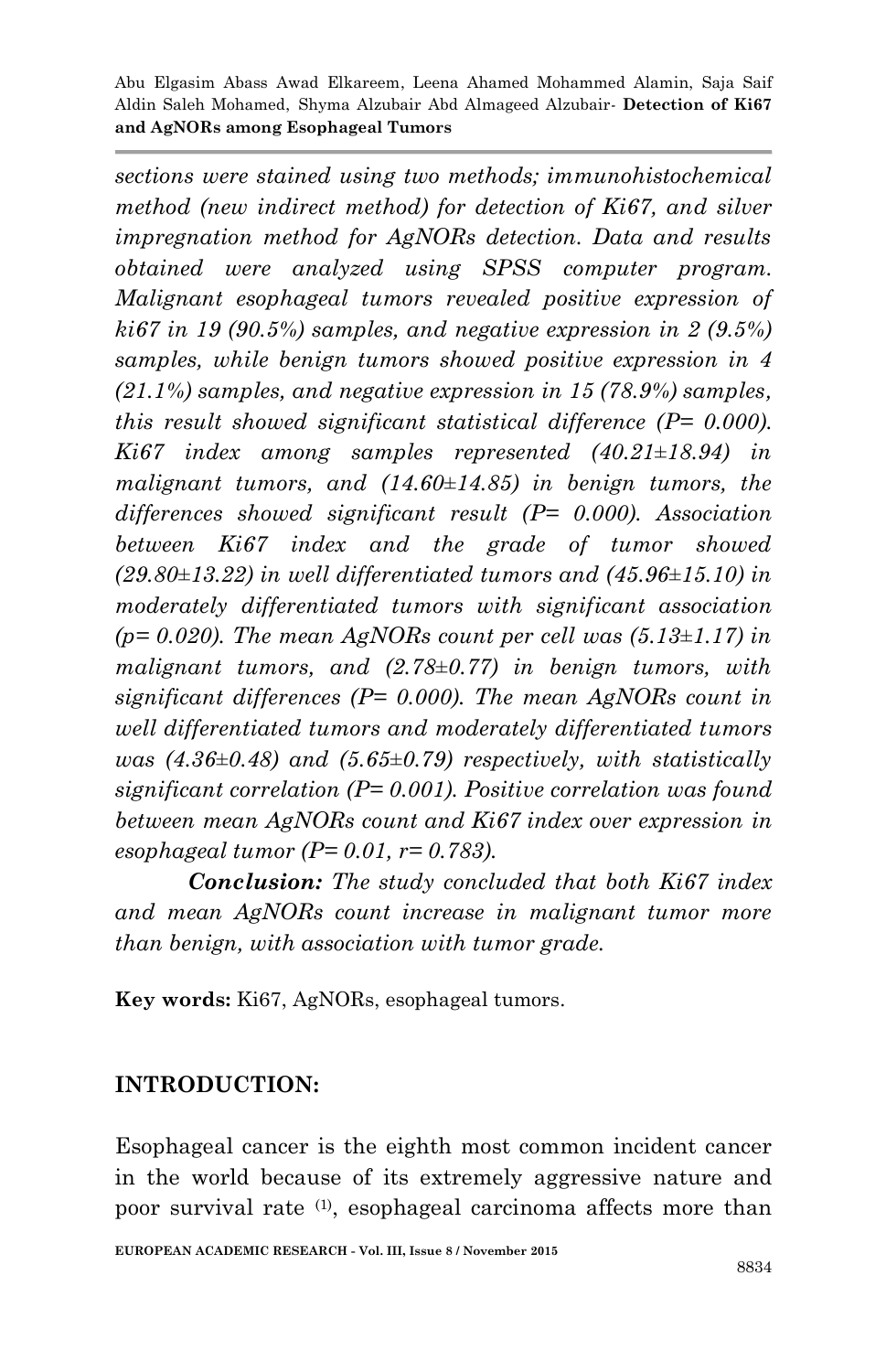*sections were stained using two methods; immunohistochemical method (new indirect method) for detection of Ki67, and silver impregnation method for AgNORs detection. Data and results obtained were analyzed using SPSS computer program. Malignant esophageal tumors revealed positive expression of ki67 in 19 (90.5%) samples, and negative expression in 2 (9.5%) samples, while benign tumors showed positive expression in 4 (21.1%) samples, and negative expression in 15 (78.9%) samples, this result showed significant statistical difference (P= 0.000). Ki67 index among samples represented (40.21±18.94) in malignant tumors, and (14.60±14.85) in benign tumors, the differences showed significant result (P= 0.000). Association between Ki67 index and the grade of tumor showed (29.80±13.22) in well differentiated tumors and (45.96±15.10) in moderately differentiated tumors with significant association (p= 0.020). The mean AgNORs count per cell was (5.13±1.17) in malignant tumors, and (2.78±0.77) in benign tumors, with significant differences (P= 0.000). The mean AgNORs count in well differentiated tumors and moderately differentiated tumors was (4.36±0.48) and (5.65±0.79) respectively, with statistically significant correlation (P= 0.001). Positive correlation was found between mean AgNORs count and Ki67 index over expression in esophageal tumor (P= 0.01, r= 0.783).*

***Conclusion:*** *The study concluded that both Ki67 index and mean AgNORs count increase in malignant tumor more than benign, with association with tumor grade.*

**Key words:** Ki67, AgNORs, esophageal tumors.

## INTRODUCTION:

Esophageal cancer is the eighth most common incident cancer in the world because of its extremely aggressive nature and poor survival rate [1], esophageal carcinoma affects more than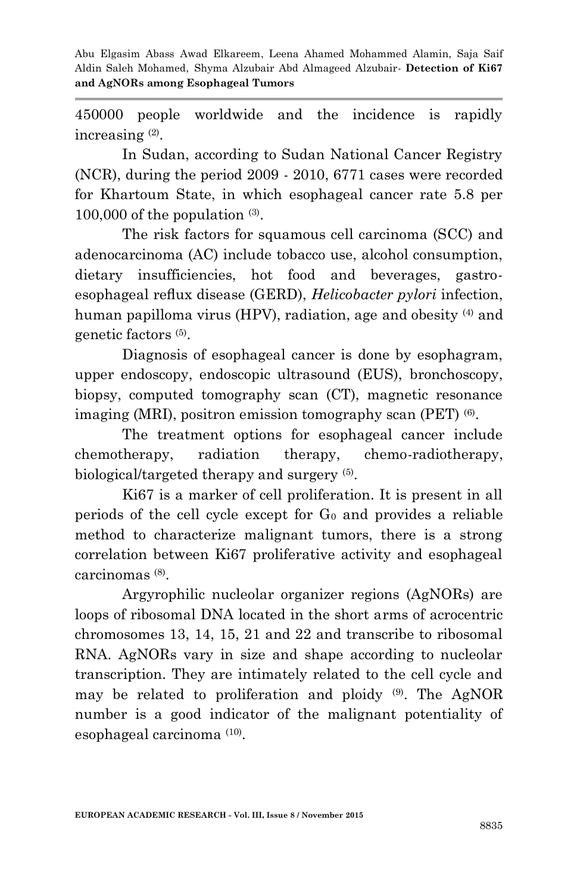450000 people worldwide and the incidence is rapidly increasing [2].

In Sudan, according to Sudan National Cancer Registry (NCR), during the period 2009 - 2010, 6771 cases were recorded for Khartoum State, in which esophageal cancer rate 5.8 per 100,000 of the population [3].

The risk factors for squamous cell carcinoma (SCC) and adenocarcinoma (AC) include tobacco use, alcohol consumption, dietary insufficiencies, hot food and beverages, gastro-esophageal reflux disease (GERD), *Helicobacter pylori* infection, human papilloma virus (HPV), radiation, age and obesity [4] and genetic factors [5].

Diagnosis of esophageal cancer is done by esophagram, upper endoscopy, endoscopic ultrasound (EUS), bronchoscopy, biopsy, computed tomography scan (CT), magnetic resonance imaging (MRI), positron emission tomography scan (PET) [6].

The treatment options for esophageal cancer include chemotherapy, radiation therapy, chemo-radiotherapy, biological/targeted therapy and surgery [5].

Ki67 is a marker of cell proliferation. It is present in all periods of the cell cycle except for $G_0$ and provides a reliable method to characterize malignant tumors, there is a strong correlation between Ki67 proliferative activity and esophageal carcinomas [8].

Argyrophilic nucleolar organizer regions (AgNORs) are loops of ribosomal DNA located in the short arms of acrocentric chromosomes 13, 14, 15, 21 and 22 and transcribe to ribosomal RNA. AgNORs vary in size and shape according to nucleolar transcription. They are intimately related to the cell cycle and may be related to proliferation and ploidy [9]. The AgNOR number is a good indicator of the malignant potentiality of esophageal carcinoma [10].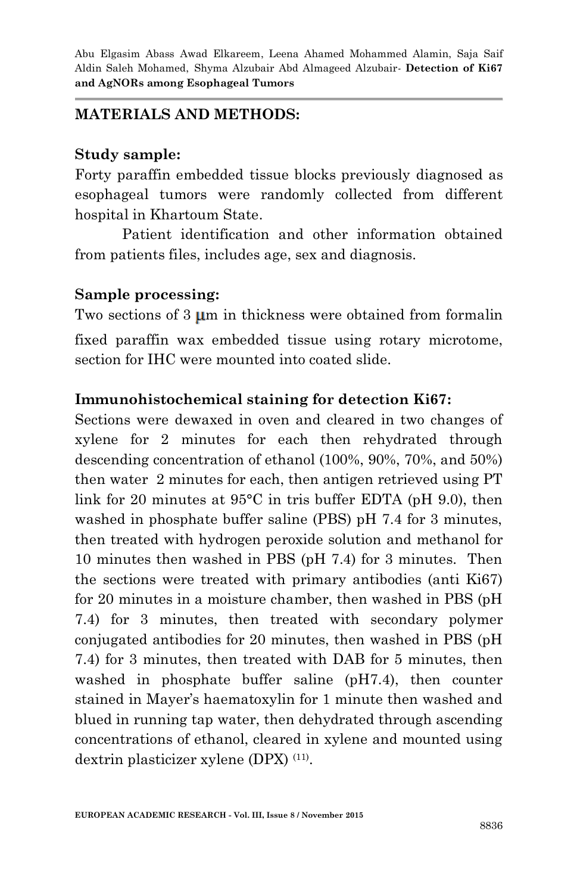## MATERIALS AND METHODS:

### Study sample:

Forty paraffin embedded tissue blocks previously diagnosed as esophageal tumors were randomly collected from different hospital in Khartoum State.

Patient identification and other information obtained from patients files, includes age, sex and diagnosis.

### Sample processing:

Two sections of 3 μm in thickness were obtained from formalin fixed paraffin wax embedded tissue using rotary microtome, section for IHC were mounted into coated slide.

### Immunohistochemical staining for detection Ki67:

Sections were dewaxed in oven and cleared in two changes of xylene for 2 minutes for each then rehydrated through descending concentration of ethanol (100%, 90%, 70%, and 50%) then water 2 minutes for each, then antigen retrieved using PT link for 20 minutes at 95°C in tris buffer EDTA (pH 9.0), then washed in phosphate buffer saline (PBS) pH 7.4 for 3 minutes, then treated with hydrogen peroxide solution and methanol for 10 minutes then washed in PBS (pH 7.4) for 3 minutes. Then the sections were treated with primary antibodies (anti Ki67) for 20 minutes in a moisture chamber, then washed in PBS (pH 7.4) for 3 minutes, then treated with secondary polymer conjugated antibodies for 20 minutes, then washed in PBS (pH 7.4) for 3 minutes, then treated with DAB for 5 minutes, then washed in phosphate buffer saline (pH7.4), then counter stained in Mayer's haematoxylin for 1 minute then washed and blued in running tap water, then dehydrated through ascending concentrations of ethanol, cleared in xylene and mounted using dextrin plasticizer xylene (DPX) [11].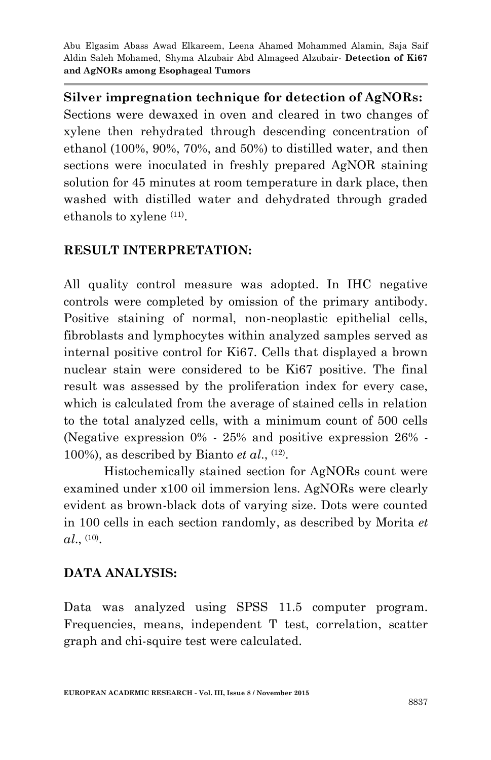**Silver impregnation technique for detection of AgNORs:** Sections were dewaxed in oven and cleared in two changes of xylene then rehydrated through descending concentration of ethanol (100%, 90%, 70%, and 50%) to distilled water, and then sections were inoculated in freshly prepared AgNOR staining solution for 45 minutes at room temperature in dark place, then washed with distilled water and dehydrated through graded ethanols to xylene (11).

## RESULT INTERPRETATION:

All quality control measure was adopted. In IHC negative controls were completed by omission of the primary antibody. Positive staining of normal, non-neoplastic epithelial cells, fibroblasts and lymphocytes within analyzed samples served as internal positive control for Ki67. Cells that displayed a brown nuclear stain were considered to be Ki67 positive. The final result was assessed by the proliferation index for every case, which is calculated from the average of stained cells in relation to the total analyzed cells, with a minimum count of 500 cells (Negative expression 0% - 25% and positive expression 26% - 100%), as described by Bianto *et al*., (12).

Histochemically stained section for AgNORs count were examined under x100 oil immersion lens. AgNORs were clearly evident as brown-black dots of varying size. Dots were counted in 100 cells in each section randomly, as described by Morita *et al*., (10).

## DATA ANALYSIS:

Data was analyzed using SPSS 11.5 computer program. Frequencies, means, independent T test, correlation, scatter graph and chi-squire test were calculated.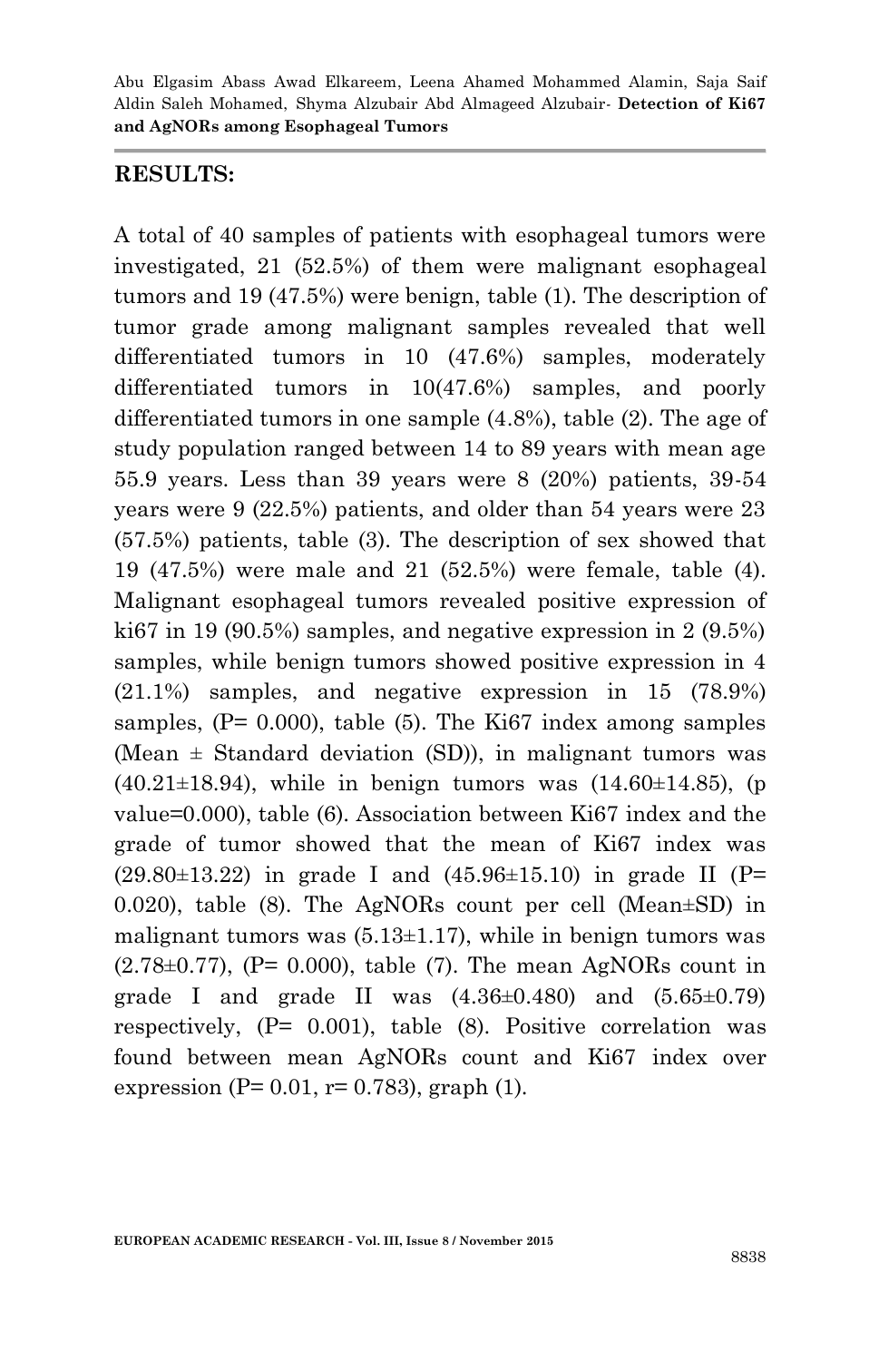## RESULTS:

A total of 40 samples of patients with esophageal tumors were investigated, 21 (52.5%) of them were malignant esophageal tumors and 19 (47.5%) were benign, table (1). The description of tumor grade among malignant samples revealed that well differentiated tumors in 10 (47.6%) samples, moderately differentiated tumors in 10(47.6%) samples, and poorly differentiated tumors in one sample (4.8%), table (2). The age of study population ranged between 14 to 89 years with mean age 55.9 years. Less than 39 years were 8 (20%) patients, 39-54 years were 9 (22.5%) patients, and older than 54 years were 23 (57.5%) patients, table (3). The description of sex showed that 19 (47.5%) were male and 21 (52.5%) were female, table (4). Malignant esophageal tumors revealed positive expression of ki67 in 19 (90.5%) samples, and negative expression in 2 (9.5%) samples, while benign tumors showed positive expression in 4 (21.1%) samples, and negative expression in 15 (78.9%) samples, ($P = 0.000$), table (5). The Ki67 index among samples (Mean ± Standard deviation (SD)), in malignant tumors was (40.21±18.94), while in benign tumors was (14.60±14.85), (p value=0.000), table (6). Association between Ki67 index and the grade of tumor showed that the mean of Ki67 index was (29.80±13.22) in grade I and (45.96±15.10) in grade II ($P = 0.020$), table (8). The AgNORs count per cell (Mean±SD) in malignant tumors was (5.13±1.17), while in benign tumors was (2.78±0.77), ($P = 0.000$), table (7). The mean AgNORs count in grade I and grade II was (4.36±0.480) and (5.65±0.79) respectively, ($P = 0.001$), table (8). Positive correlation was found between mean AgNORs count and Ki67 index over expression ($P = 0.01$, $r = 0.783$), graph (1).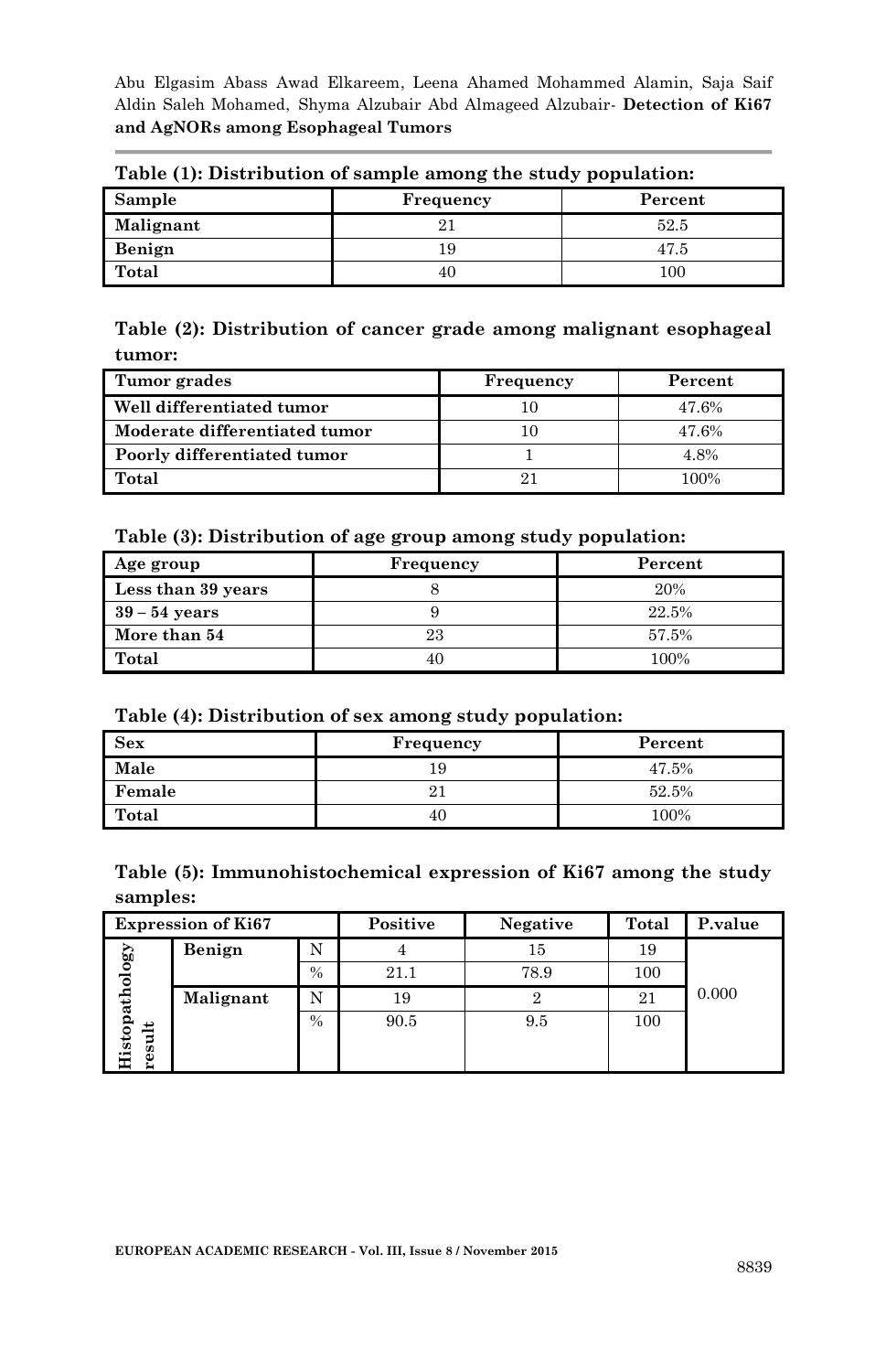**Table (1): Distribution of sample among the study population:**

| Sample | Frequency | Percent |
|---|---|---|
| Malignant | 21 | 52.5 |
| Benign | 19 | 47.5 |
| Total | 40 | 100 |

**Table (2): Distribution of cancer grade among malignant esophageal tumor:**

| Tumor grades | Frequency | Percent |
|---|---|---|
| Well differentiated tumor | 10 | 47.6% |
| Moderate differentiated tumor | 10 | 47.6% |
| Poorly differentiated tumor | 1 | 4.8% |
| Total | 21 | 100% |

**Table (3): Distribution of age group among study population:**

| Age group | Frequency | Percent |
|---|---|---|
| Less than 39 years | 8 | 20% |
| 39 – 54 years | 9 | 22.5% |
| More than 54 | 23 | 57.5% |
| Total | 40 | 100% |

**Table (4): Distribution of sex among study population:**

| Sex | Frequency | Percent |
|---|---|---|
| Male | 19 | 47.5% |
| Female | 21 | 52.5% |
| Total | 40 | 100% |

**Table (5): Immunohistochemical expression of Ki67 among the study samples:**

| Expression of Ki67 | | | Positive | Negative | Total | P.value |
|---|---|---|---|---|---|---|
| Histopathology result | Benign | N | 4 | 15 | 19 | 0.000 |
| | | % | 21.1 | 78.9 | 100 | |
| | Malignant | N | 19 | 2 | 21 | |
| | | % | 90.5 | 9.5 | 100 | |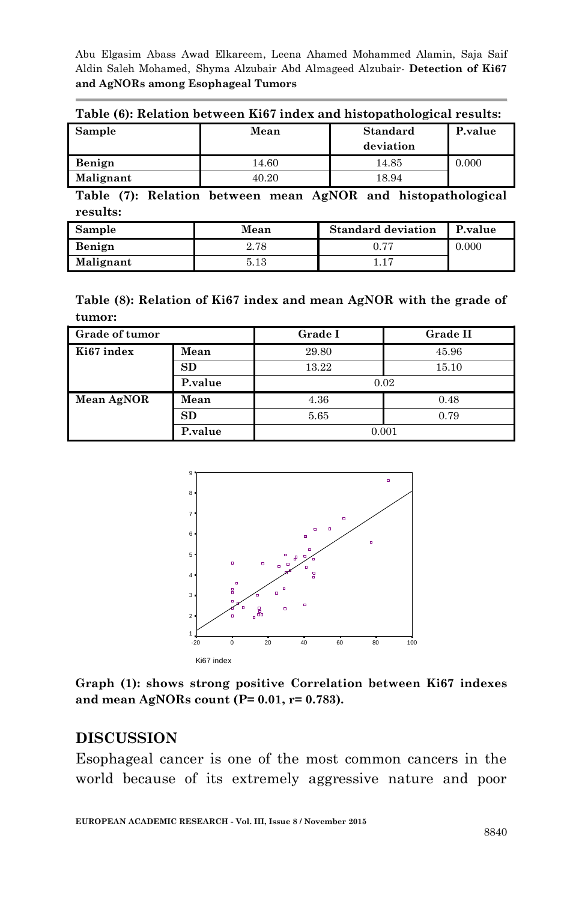**Table (6): Relation between Ki67 index and histopathological results:**

| Sample | Mean | Standard deviation | P.value |
|---|---|---|---|
| Benign | 14.60 | 14.85 | 0.000 |
| Malignant | 40.20 | 18.94 | |

**Table (7): Relation between mean AgNOR and histopathological results:**

| Sample | Mean | Standard deviation | P.value |
|---|---|---|---|
| Benign | 2.78 | 0.77 | 0.000 |
| Malignant | 5.13 | 1.17 | |

**Table (8): Relation of Ki67 index and mean AgNOR with the grade of tumor:**

| Grade of tumor | | Grade I | Grade II |
|---|---|---|---|
| Ki67 index | Mean | 29.80 | 45.96 |
| | SD | 13.22 | 15.10 |
| | P.value | 0.02 | |
| Mean AgNOR | Mean | 4.36 | 0.48 |
| | SD | 5.65 | 0.79 |
| | P.value | 0.001 | |

9
8
7
6
5
4
3
2
1
-20 0 20 40 60 80 100
Ki67 index

**Graph (1): shows strong positive Correlation between Ki67 indexes and mean AgNORs count (P= 0.01, r= 0.783).**

## DISCUSSION

Esophageal cancer is one of the most common cancers in the world because of its extremely aggressive nature and poor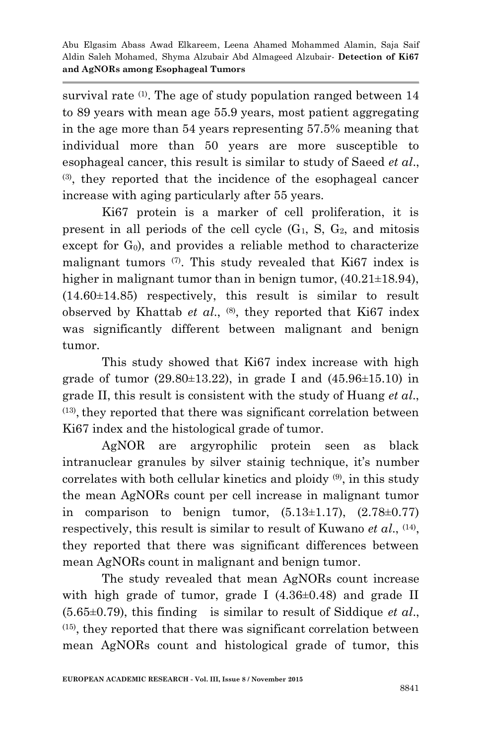survival rate [1]. The age of study population ranged between 14 to 89 years with mean age 55.9 years, most patient aggregating in the age more than 54 years representing 57.5% meaning that individual more than 50 years are more susceptible to esophageal cancer, this result is similar to study of Saeed *et al*., [3], they reported that the incidence of the esophageal cancer increase with aging particularly after 55 years.

Ki67 protein is a marker of cell proliferation, it is present in all periods of the cell cycle ($G_1$, S, $G_2$, and mitosis except for $G_0$), and provides a reliable method to characterize malignant tumors [7]. This study revealed that Ki67 index is higher in malignant tumor than in benign tumor, (40.21±18.94), (14.60±14.85) respectively, this result is similar to result observed by Khattab *et al*., [8], they reported that Ki67 index was significantly different between malignant and benign tumor.

This study showed that Ki67 index increase with high grade of tumor (29.80±13.22), in grade I and (45.96±15.10) in grade II, this result is consistent with the study of Huang *et al*., [13], they reported that there was significant correlation between Ki67 index and the histological grade of tumor.

AgNOR are argyrophilic protein seen as black intranuclear granules by silver stainig technique, it's number correlates with both cellular kinetics and ploidy [9], in this study the mean AgNORs count per cell increase in malignant tumor in comparison to benign tumor, (5.13±1.17), (2.78±0.77) respectively, this result is similar to result of Kuwano *et al*., [14], they reported that there was significant differences between mean AgNORs count in malignant and benign tumor.

The study revealed that mean AgNORs count increase with high grade of tumor, grade I (4.36±0.48) and grade II (5.65±0.79), this finding is similar to result of Siddique *et al*., [15], they reported that there was significant correlation between mean AgNORs count and histological grade of tumor, this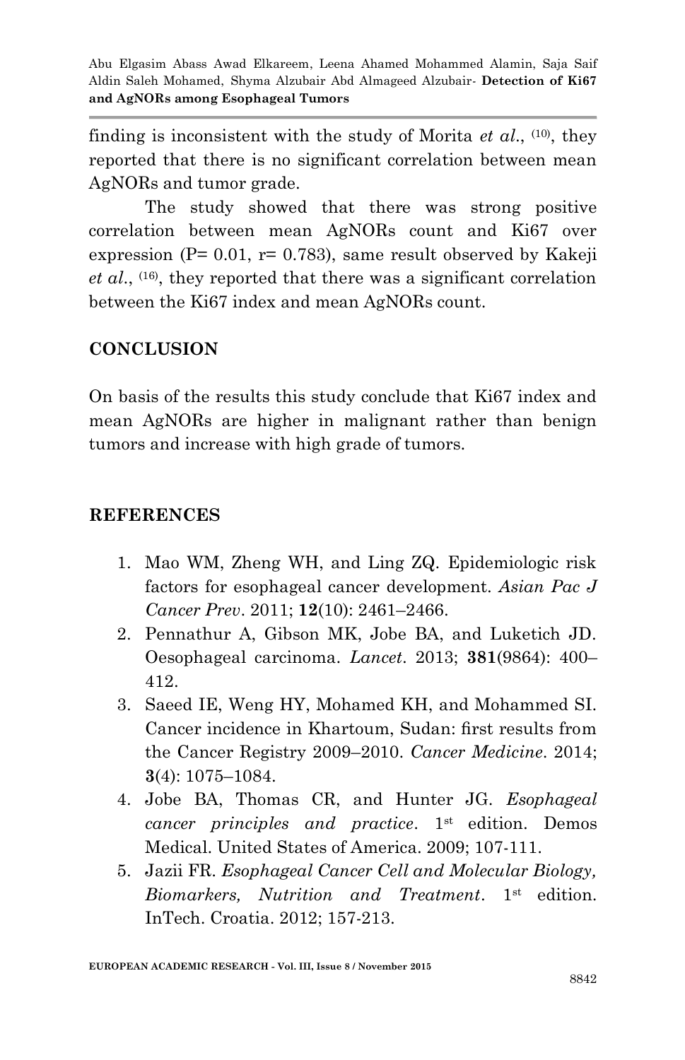finding is inconsistent with the study of Morita *et al*., [10], they reported that there is no significant correlation between mean AgNORs and tumor grade.

The study showed that there was strong positive correlation between mean AgNORs count and Ki67 over expression (P= 0.01, r= 0.783), same result observed by Kakeji *et al*., [16], they reported that there was a significant correlation between the Ki67 index and mean AgNORs count.

## CONCLUSION

On basis of the results this study conclude that Ki67 index and mean AgNORs are higher in malignant rather than benign tumors and increase with high grade of tumors.

## REFERENCES

1. Mao WM, Zheng WH, and Ling ZQ. Epidemiologic risk factors for esophageal cancer development. *Asian Pac J Cancer Prev*. 2011; **12**(10): 2461–2466.
2. Pennathur A, Gibson MK, Jobe BA, and Luketich JD. Oesophageal carcinoma. *Lancet*. 2013; **381**(9864): 400–412.
3. Saeed IE, Weng HY, Mohamed KH, and Mohammed SI. Cancer incidence in Khartoum, Sudan: first results from the Cancer Registry 2009–2010. *Cancer Medicine*. 2014; **3**(4): 1075–1084.
4. Jobe BA, Thomas CR, and Hunter JG. *Esophageal cancer principles and practice*. 1st edition. Demos Medical. United States of America. 2009; 107-111.
5. Jazii FR. *Esophageal Cancer Cell and Molecular Biology, Biomarkers, Nutrition and Treatment*. 1st edition. InTech. Croatia. 2012; 157-213.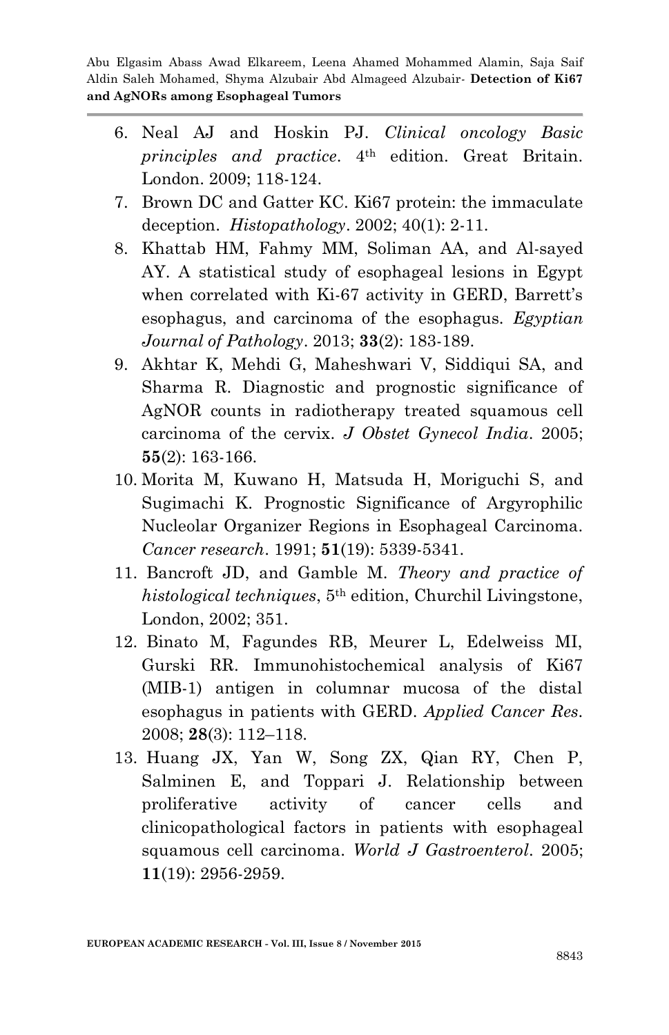6. Neal AJ and Hoskin PJ. *Clinical oncology Basic principles and practice*. 4th edition. Great Britain. London. 2009; 118-124.
7. Brown DC and Gatter KC. Ki67 protein: the immaculate deception. *Histopathology*. 2002; 40(1): 2-11.
8. Khattab HM, Fahmy MM, Soliman AA, and Al-sayed AY. A statistical study of esophageal lesions in Egypt when correlated with Ki-67 activity in GERD, Barrett's esophagus, and carcinoma of the esophagus. *Egyptian Journal of Pathology*. 2013; **33**(2): 183-189.
9. Akhtar K, Mehdi G, Maheshwari V, Siddiqui SA, and Sharma R. Diagnostic and prognostic significance of AgNOR counts in radiotherapy treated squamous cell carcinoma of the cervix. *J Obstet Gynecol India*. 2005; **55**(2): 163-166.
10. Morita M, Kuwano H, Matsuda H, Moriguchi S, and Sugimachi K. Prognostic Significance of Argyrophilic Nucleolar Organizer Regions in Esophageal Carcinoma. *Cancer research*. 1991; **51**(19): 5339-5341.
11. Bancroft JD, and Gamble M. *Theory and practice of histological techniques*, 5th edition, Churchil Livingstone, London, 2002; 351.
12. Binato M, Fagundes RB, Meurer L, Edelweiss MI, Gurski RR. Immunohistochemical analysis of Ki67 (MIB-1) antigen in columnar mucosa of the distal esophagus in patients with GERD. *Applied Cancer Res*. 2008; **28**(3): 112–118.
13. Huang JX, Yan W, Song ZX, Qian RY, Chen P, Salminen E, and Toppari J. Relationship between proliferative activity of cancer cells and clinicopathological factors in patients with esophageal squamous cell carcinoma. *World J Gastroenterol*. 2005; **11**(19): 2956-2959.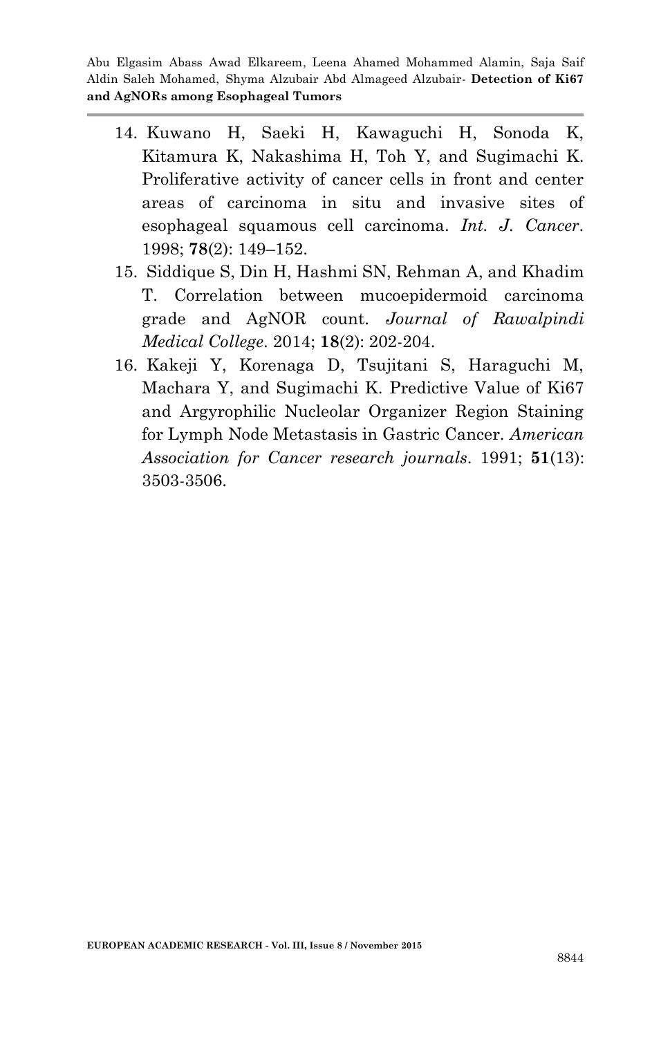14. Kuwano H, Saeki H, Kawaguchi H, Sonoda K, Kitamura K, Nakashima H, Toh Y, and Sugimachi K. Proliferative activity of cancer cells in front and center areas of carcinoma in situ and invasive sites of esophageal squamous cell carcinoma. *Int. J. Cancer*. 1998; **78**(2): 149–152.
15. Siddique S, Din H, Hashmi SN, Rehman A, and Khadim T. Correlation between mucoepidermoid carcinoma grade and AgNOR count. *Journal of Rawalpindi Medical College*. 2014; **18**(2): 202-204.
16. Kakeji Y, Korenaga D, Tsujitani S, Haraguchi M, Machara Y, and Sugimachi K. Predictive Value of Ki67 and Argyrophilic Nucleolar Organizer Region Staining for Lymph Node Metastasis in Gastric Cancer. *American Association for Cancer research journals*. 1991; **51**(13): 3503-3506.